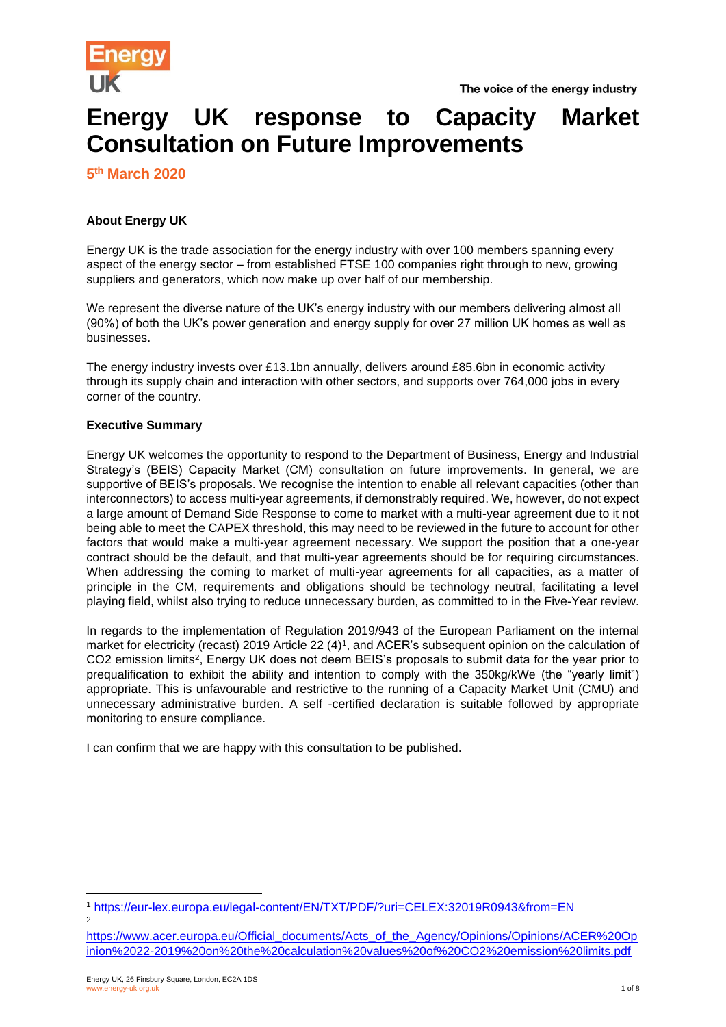The voice of the energy industry

# Energy UK response to Capacity Market Consultation on Future Improvements

**5th March 2020**

**About Energy UK**

Energy UK is the trade association for the energy industry with over 100 members spanning every aspect of the energy sector – from established FTSE 100 companies right through to new, growing suppliers and generators, which now make up over half of our membership.

We represent the diverse nature of the UK's energy industry with our members delivering almost all (90%) of both the UK's power generation and energy supply for over 27 million UK homes as well as businesses.

The energy industry invests over £13.1bn annually, delivers around £85.6bn in economic activity through its supply chain and interaction with other sectors, and supports over 764,000 jobs in every corner of the country.

**Executive Summary**

Energy UK welcomes the opportunity to respond to the Department of Business, Energy and Industrial Strategy's (BEIS) Capacity Market (CM) consultation on future improvements. In general, we are supportive of BEIS's proposals. We recognise the intention to enable all relevant capacities (other than interconnectors) to access multi-year agreements, if demonstrably required. We, however, do not expect a large amount of Demand Side Response to come to market with a multi-year agreement due to it not being able to meet the CAPEX threshold, this may need to be reviewed in the future to account for other factors that would make a multi-year agreement necessary. We support the position that a one-year contract should be the default, and that multi-year agreements should be for requiring circumstances. When addressing the coming to market of multi-year agreements for all capacities, as a matter of principle in the CM, requirements and obligations should be technology neutral, facilitating a level playing field, whilst also trying to reduce unnecessary burden, as committed to in the Five-Year review.

In regards to the implementation of Regulation 2019/943 of the European Parliament on the internal market for electricity (recast) 2019 Article 22 (4)[1], and ACER's subsequent opinion on the calculation of $CO_2$ emission limits[2], Energy UK does not deem BEIS's proposals to submit data for the year prior to prequalification to exhibit the ability and intention to comply with the 350kg/kWe (the "yearly limit") appropriate. This is unfavourable and restrictive to the running of a Capacity Market Unit (CMU) and unnecessary administrative burden. A self -certified declaration is suitable followed by appropriate monitoring to ensure compliance.

I can confirm that we are happy with this consultation to be published.

---

[1] https://eur-lex.europa.eu/legal-content/EN/TXT/PDF/?uri=CELEX:32019R0943&from=EN

[2] https://www.acer.europa.eu/Official_documents/Acts_of_the_Agency/Opinions/Opinions/ACER%20Opinion%2022-2019%20on%20the%20calculation%20values%20of%20CO2%20emission%20limits.pdf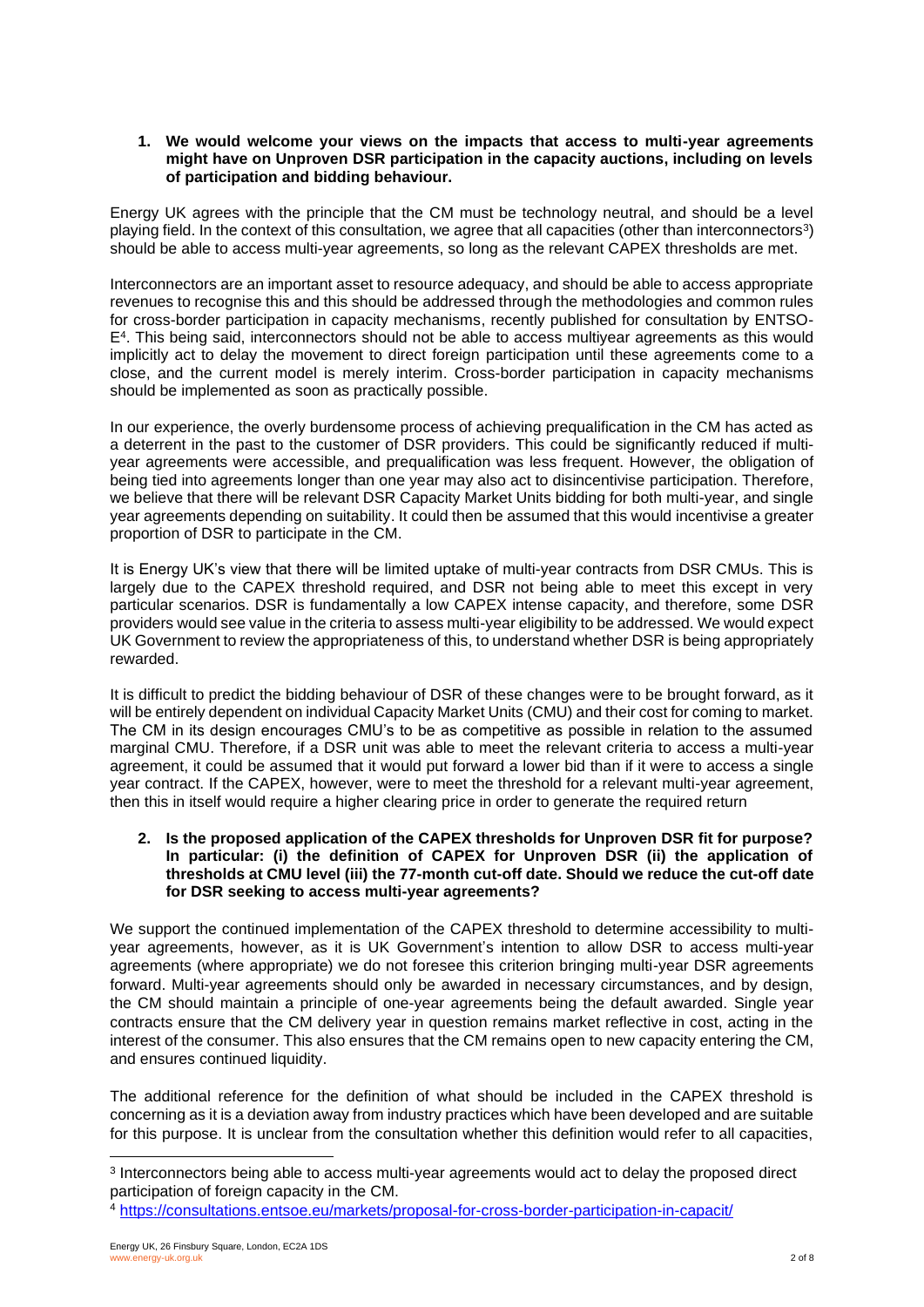**1. We would welcome your views on the impacts that access to multi-year agreements might have on Unproven DSR participation in the capacity auctions, including on levels of participation and bidding behaviour.**

Energy UK agrees with the principle that the CM must be technology neutral, and should be a level playing field. In the context of this consultation, we agree that all capacities (other than interconnectors[3]) should be able to access multi-year agreements, so long as the relevant CAPEX thresholds are met.

Interconnectors are an important asset to resource adequacy, and should be able to access appropriate revenues to recognise this and this should be addressed through the methodologies and common rules for cross-border participation in capacity mechanisms, recently published for consultation by ENTSO-E[4]. This being said, interconnectors should not be able to access multiyear agreements as this would implicitly act to delay the movement to direct foreign participation until these agreements come to a close, and the current model is merely interim. Cross-border participation in capacity mechanisms should be implemented as soon as practically possible.

In our experience, the overly burdensome process of achieving prequalification in the CM has acted as a deterrent in the past to the customer of DSR providers. This could be significantly reduced if multi-year agreements were accessible, and prequalification was less frequent. However, the obligation of being tied into agreements longer than one year may also act to disincentivise participation. Therefore, we believe that there will be relevant DSR Capacity Market Units bidding for both multi-year, and single year agreements depending on suitability. It could then be assumed that this would incentivise a greater proportion of DSR to participate in the CM.

It is Energy UK's view that there will be limited uptake of multi-year contracts from DSR CMUs. This is largely due to the CAPEX threshold required, and DSR not being able to meet this except in very particular scenarios. DSR is fundamentally a low CAPEX intense capacity, and therefore, some DSR providers would see value in the criteria to assess multi-year eligibility to be addressed. We would expect UK Government to review the appropriateness of this, to understand whether DSR is being appropriately rewarded.

It is difficult to predict the bidding behaviour of DSR of these changes were to be brought forward, as it will be entirely dependent on individual Capacity Market Units (CMU) and their cost for coming to market. The CM in its design encourages CMU's to be as competitive as possible in relation to the assumed marginal CMU. Therefore, if a DSR unit was able to meet the relevant criteria to access a multi-year agreement, it could be assumed that it would put forward a lower bid than if it were to access a single year contract. If the CAPEX, however, were to meet the threshold for a relevant multi-year agreement, then this in itself would require a higher clearing price in order to generate the required return

**2. Is the proposed application of the CAPEX thresholds for Unproven DSR fit for purpose? In particular: (i) the definition of CAPEX for Unproven DSR (ii) the application of thresholds at CMU level (iii) the 77-month cut-off date. Should we reduce the cut-off date for DSR seeking to access multi-year agreements?**

We support the continued implementation of the CAPEX threshold to determine accessibility to multi-year agreements, however, as it is UK Government's intention to allow DSR to access multi-year agreements (where appropriate) we do not foresee this criterion bringing multi-year DSR agreements forward. Multi-year agreements should only be awarded in necessary circumstances, and by design, the CM should maintain a principle of one-year agreements being the default awarded. Single year contracts ensure that the CM delivery year in question remains market reflective in cost, acting in the interest of the consumer. This also ensures that the CM remains open to new capacity entering the CM, and ensures continued liquidity.

The additional reference for the definition of what should be included in the CAPEX threshold is concerning as it is a deviation away from industry practices which have been developed and are suitable for this purpose. It is unclear from the consultation whether this definition would refer to all capacities,

---

[3] Interconnectors being able to access multi-year agreements would act to delay the proposed direct participation of foreign capacity in the CM.

[4] https://consultations.entsoe.eu/markets/proposal-for-cross-border-participation-in-capacit/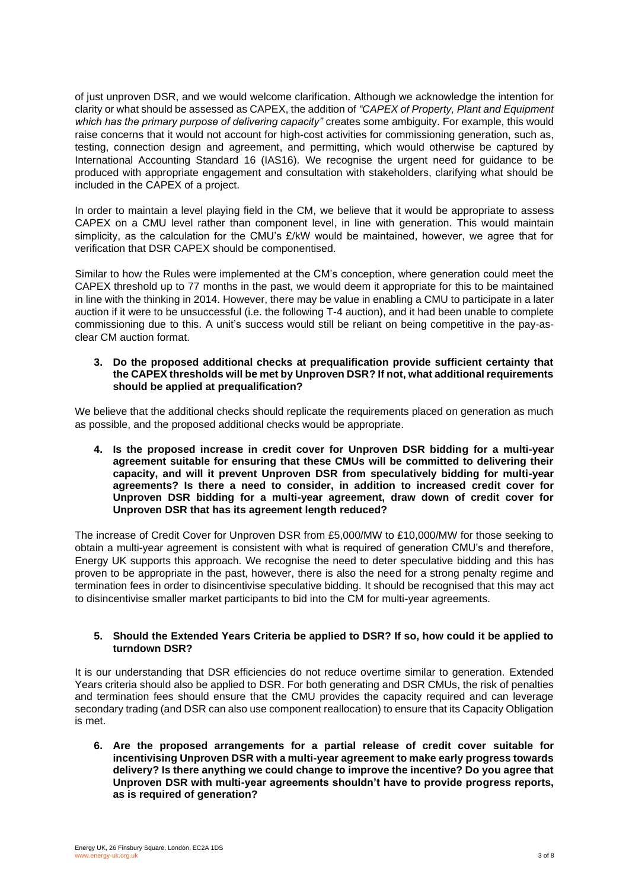of just unproven DSR, and we would welcome clarification. Although we acknowledge the intention for clarity or what should be assessed as CAPEX, the addition of *"CAPEX of Property, Plant and Equipment which has the primary purpose of delivering capacity"* creates some ambiguity. For example, this would raise concerns that it would not account for high-cost activities for commissioning generation, such as, testing, connection design and agreement, and permitting, which would otherwise be captured by International Accounting Standard 16 (IAS16). We recognise the urgent need for guidance to be produced with appropriate engagement and consultation with stakeholders, clarifying what should be included in the CAPEX of a project.

In order to maintain a level playing field in the CM, we believe that it would be appropriate to assess CAPEX on a CMU level rather than component level, in line with generation. This would maintain simplicity, as the calculation for the CMU's £/kW would be maintained, however, we agree that for verification that DSR CAPEX should be componentised.

Similar to how the Rules were implemented at the CM's conception, where generation could meet the CAPEX threshold up to 77 months in the past, we would deem it appropriate for this to be maintained in line with the thinking in 2014. However, there may be value in enabling a CMU to participate in a later auction if it were to be unsuccessful (i.e. the following T-4 auction), and it had been unable to complete commissioning due to this. A unit's success would still be reliant on being competitive in the pay-as-clear CM auction format.

**3. Do the proposed additional checks at prequalification provide sufficient certainty that the CAPEX thresholds will be met by Unproven DSR? If not, what additional requirements should be applied at prequalification?**

We believe that the additional checks should replicate the requirements placed on generation as much as possible, and the proposed additional checks would be appropriate.

**4. Is the proposed increase in credit cover for Unproven DSR bidding for a multi-year agreement suitable for ensuring that these CMUs will be committed to delivering their capacity, and will it prevent Unproven DSR from speculatively bidding for multi-year agreements? Is there a need to consider, in addition to increased credit cover for Unproven DSR bidding for a multi-year agreement, draw down of credit cover for Unproven DSR that has its agreement length reduced?**

The increase of Credit Cover for Unproven DSR from £5,000/MW to £10,000/MW for those seeking to obtain a multi-year agreement is consistent with what is required of generation CMU's and therefore, Energy UK supports this approach. We recognise the need to deter speculative bidding and this has proven to be appropriate in the past, however, there is also the need for a strong penalty regime and termination fees in order to disincentivise speculative bidding. It should be recognised that this may act to disincentivise smaller market participants to bid into the CM for multi-year agreements.

**5. Should the Extended Years Criteria be applied to DSR? If so, how could it be applied to turndown DSR?**

It is our understanding that DSR efficiencies do not reduce overtime similar to generation. Extended Years criteria should also be applied to DSR. For both generating and DSR CMUs, the risk of penalties and termination fees should ensure that the CMU provides the capacity required and can leverage secondary trading (and DSR can also use component reallocation) to ensure that its Capacity Obligation is met.

**6. Are the proposed arrangements for a partial release of credit cover suitable for incentivising Unproven DSR with a multi-year agreement to make early progress towards delivery? Is there anything we could change to improve the incentive? Do you agree that Unproven DSR with multi-year agreements shouldn't have to provide progress reports, as is required of generation?**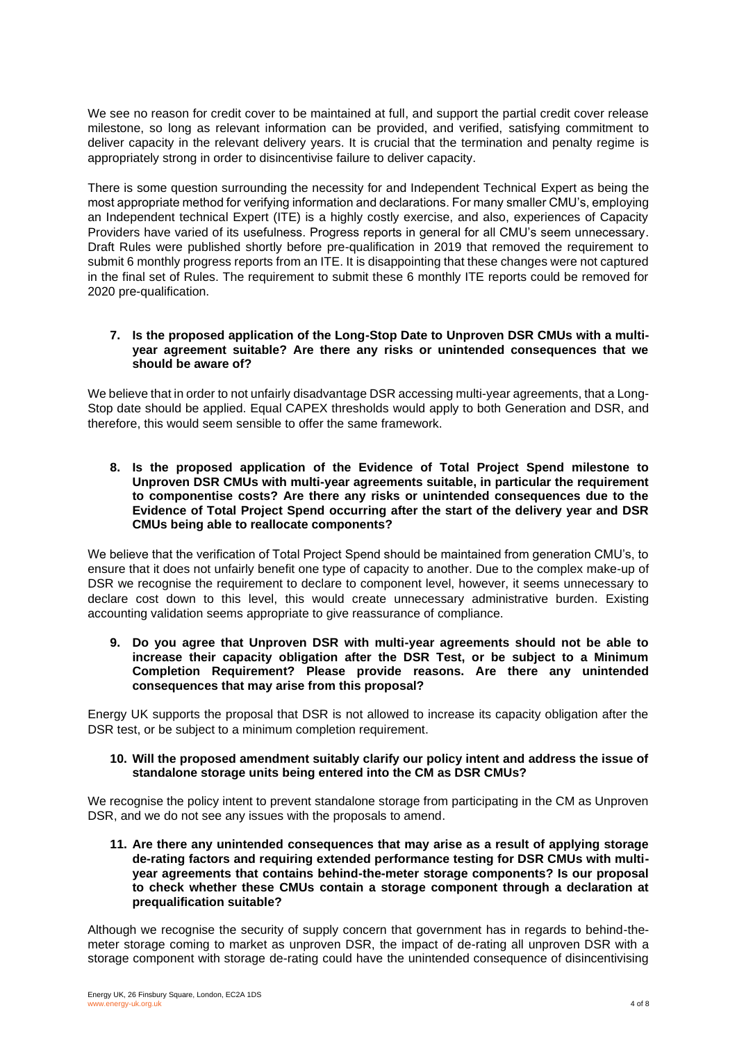We see no reason for credit cover to be maintained at full, and support the partial credit cover release milestone, so long as relevant information can be provided, and verified, satisfying commitment to deliver capacity in the relevant delivery years. It is crucial that the termination and penalty regime is appropriately strong in order to disincentivise failure to deliver capacity.

There is some question surrounding the necessity for and Independent Technical Expert as being the most appropriate method for verifying information and declarations. For many smaller CMU's, employing an Independent technical Expert (ITE) is a highly costly exercise, and also, experiences of Capacity Providers have varied of its usefulness. Progress reports in general for all CMU's seem unnecessary. Draft Rules were published shortly before pre-qualification in 2019 that removed the requirement to submit 6 monthly progress reports from an ITE. It is disappointing that these changes were not captured in the final set of Rules. The requirement to submit these 6 monthly ITE reports could be removed for 2020 pre-qualification.

**7. Is the proposed application of the Long-Stop Date to Unproven DSR CMUs with a multi-year agreement suitable? Are there any risks or unintended consequences that we should be aware of?**

We believe that in order to not unfairly disadvantage DSR accessing multi-year agreements, that a Long-Stop date should be applied. Equal CAPEX thresholds would apply to both Generation and DSR, and therefore, this would seem sensible to offer the same framework.

**8. Is the proposed application of the Evidence of Total Project Spend milestone to Unproven DSR CMUs with multi-year agreements suitable, in particular the requirement to componentise costs? Are there any risks or unintended consequences due to the Evidence of Total Project Spend occurring after the start of the delivery year and DSR CMUs being able to reallocate components?**

We believe that the verification of Total Project Spend should be maintained from generation CMU's, to ensure that it does not unfairly benefit one type of capacity to another. Due to the complex make-up of DSR we recognise the requirement to declare to component level, however, it seems unnecessary to declare cost down to this level, this would create unnecessary administrative burden. Existing accounting validation seems appropriate to give reassurance of compliance.

**9. Do you agree that Unproven DSR with multi-year agreements should not be able to increase their capacity obligation after the DSR Test, or be subject to a Minimum Completion Requirement? Please provide reasons. Are there any unintended consequences that may arise from this proposal?**

Energy UK supports the proposal that DSR is not allowed to increase its capacity obligation after the DSR test, or be subject to a minimum completion requirement.

**10. Will the proposed amendment suitably clarify our policy intent and address the issue of standalone storage units being entered into the CM as DSR CMUs?**

We recognise the policy intent to prevent standalone storage from participating in the CM as Unproven DSR, and we do not see any issues with the proposals to amend.

**11. Are there any unintended consequences that may arise as a result of applying storage de-rating factors and requiring extended performance testing for DSR CMUs with multi-year agreements that contains behind-the-meter storage components? Is our proposal to check whether these CMUs contain a storage component through a declaration at prequalification suitable?**

Although we recognise the security of supply concern that government has in regards to behind-the-meter storage coming to market as unproven DSR, the impact of de-rating all unproven DSR with a storage component with storage de-rating could have the unintended consequence of disincentivising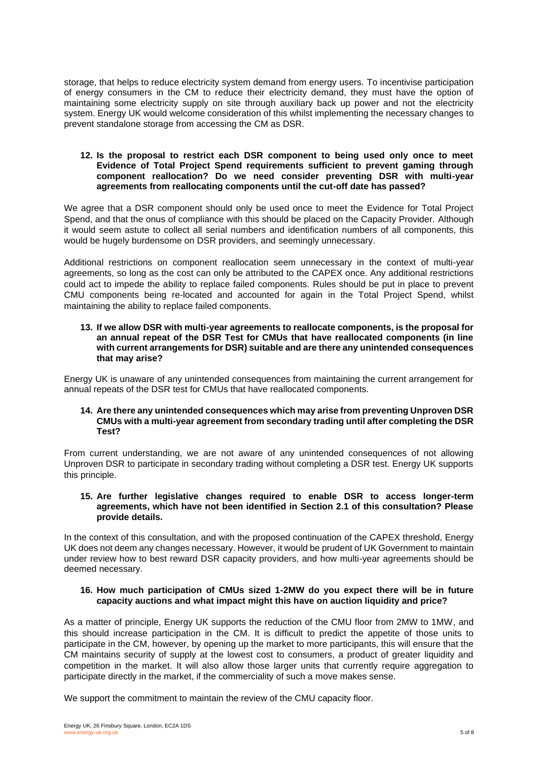storage, that helps to reduce electricity system demand from energy users. To incentivise participation of energy consumers in the CM to reduce their electricity demand, they must have the option of maintaining some electricity supply on site through auxiliary back up power and not the electricity system. Energy UK would welcome consideration of this whilst implementing the necessary changes to prevent standalone storage from accessing the CM as DSR.

**12. Is the proposal to restrict each DSR component to being used only once to meet Evidence of Total Project Spend requirements sufficient to prevent gaming through component reallocation? Do we need consider preventing DSR with multi-year agreements from reallocating components until the cut-off date has passed?**

We agree that a DSR component should only be used once to meet the Evidence for Total Project Spend, and that the onus of compliance with this should be placed on the Capacity Provider. Although it would seem astute to collect all serial numbers and identification numbers of all components, this would be hugely burdensome on DSR providers, and seemingly unnecessary.

Additional restrictions on component reallocation seem unnecessary in the context of multi-year agreements, so long as the cost can only be attributed to the CAPEX once. Any additional restrictions could act to impede the ability to replace failed components. Rules should be put in place to prevent CMU components being re-located and accounted for again in the Total Project Spend, whilst maintaining the ability to replace failed components.

**13. If we allow DSR with multi-year agreements to reallocate components, is the proposal for an annual repeat of the DSR Test for CMUs that have reallocated components (in line with current arrangements for DSR) suitable and are there any unintended consequences that may arise?**

Energy UK is unaware of any unintended consequences from maintaining the current arrangement for annual repeats of the DSR test for CMUs that have reallocated components.

**14. Are there any unintended consequences which may arise from preventing Unproven DSR CMUs with a multi-year agreement from secondary trading until after completing the DSR Test?**

From current understanding, we are not aware of any unintended consequences of not allowing Unproven DSR to participate in secondary trading without completing a DSR test. Energy UK supports this principle.

**15. Are further legislative changes required to enable DSR to access longer-term agreements, which have not been identified in Section 2.1 of this consultation? Please provide details.**

In the context of this consultation, and with the proposed continuation of the CAPEX threshold, Energy UK does not deem any changes necessary. However, it would be prudent of UK Government to maintain under review how to best reward DSR capacity providers, and how multi-year agreements should be deemed necessary.

**16. How much participation of CMUs sized 1-2MW do you expect there will be in future capacity auctions and what impact might this have on auction liquidity and price?**

As a matter of principle, Energy UK supports the reduction of the CMU floor from 2MW to 1MW, and this should increase participation in the CM. It is difficult to predict the appetite of those units to participate in the CM, however, by opening up the market to more participants, this will ensure that the CM maintains security of supply at the lowest cost to consumers, a product of greater liquidity and competition in the market. It will also allow those larger units that currently require aggregation to participate directly in the market, if the commerciality of such a move makes sense.

We support the commitment to maintain the review of the CMU capacity floor.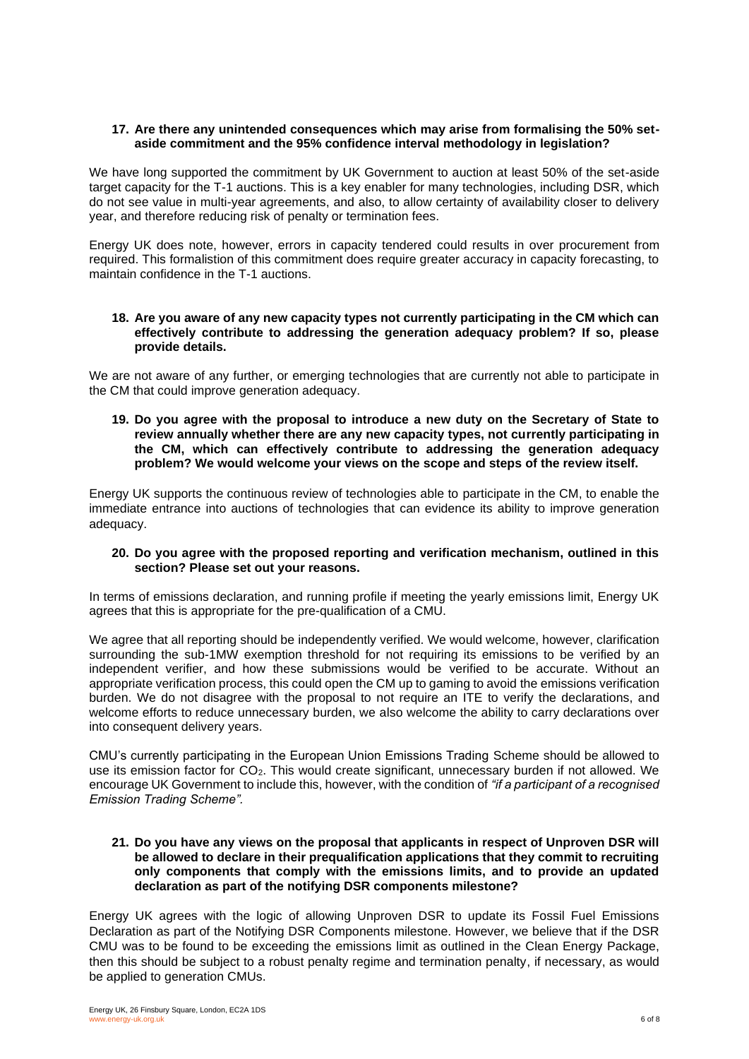**17. Are there any unintended consequences which may arise from formalising the 50% set-aside commitment and the 95% confidence interval methodology in legislation?**

We have long supported the commitment by UK Government to auction at least 50% of the set-aside target capacity for the T-1 auctions. This is a key enabler for many technologies, including DSR, which do not see value in multi-year agreements, and also, to allow certainty of availability closer to delivery year, and therefore reducing risk of penalty or termination fees.

Energy UK does note, however, errors in capacity tendered could results in over procurement from required. This formalistion of this commitment does require greater accuracy in capacity forecasting, to maintain confidence in the T-1 auctions.

**18. Are you aware of any new capacity types not currently participating in the CM which can effectively contribute to addressing the generation adequacy problem? If so, please provide details.**

We are not aware of any further, or emerging technologies that are currently not able to participate in the CM that could improve generation adequacy.

**19. Do you agree with the proposal to introduce a new duty on the Secretary of State to review annually whether there are any new capacity types, not currently participating in the CM, which can effectively contribute to addressing the generation adequacy problem? We would welcome your views on the scope and steps of the review itself.**

Energy UK supports the continuous review of technologies able to participate in the CM, to enable the immediate entrance into auctions of technologies that can evidence its ability to improve generation adequacy.

**20. Do you agree with the proposed reporting and verification mechanism, outlined in this section? Please set out your reasons.**

In terms of emissions declaration, and running profile if meeting the yearly emissions limit, Energy UK agrees that this is appropriate for the pre-qualification of a CMU.

We agree that all reporting should be independently verified. We would welcome, however, clarification surrounding the sub-1MW exemption threshold for not requiring its emissions to be verified by an independent verifier, and how these submissions would be verified to be accurate. Without an appropriate verification process, this could open the CM up to gaming to avoid the emissions verification burden. We do not disagree with the proposal to not require an ITE to verify the declarations, and welcome efforts to reduce unnecessary burden, we also welcome the ability to carry declarations over into consequent delivery years.

CMU's currently participating in the European Union Emissions Trading Scheme should be allowed to use its emission factor for $CO_2$. This would create significant, unnecessary burden if not allowed. We encourage UK Government to include this, however, with the condition of *"if a participant of a recognised Emission Trading Scheme"*.

**21. Do you have any views on the proposal that applicants in respect of Unproven DSR will be allowed to declare in their prequalification applications that they commit to recruiting only components that comply with the emissions limits, and to provide an updated declaration as part of the notifying DSR components milestone?**

Energy UK agrees with the logic of allowing Unproven DSR to update its Fossil Fuel Emissions Declaration as part of the Notifying DSR Components milestone. However, we believe that if the DSR CMU was to be found to be exceeding the emissions limit as outlined in the Clean Energy Package, then this should be subject to a robust penalty regime and termination penalty, if necessary, as would be applied to generation CMUs.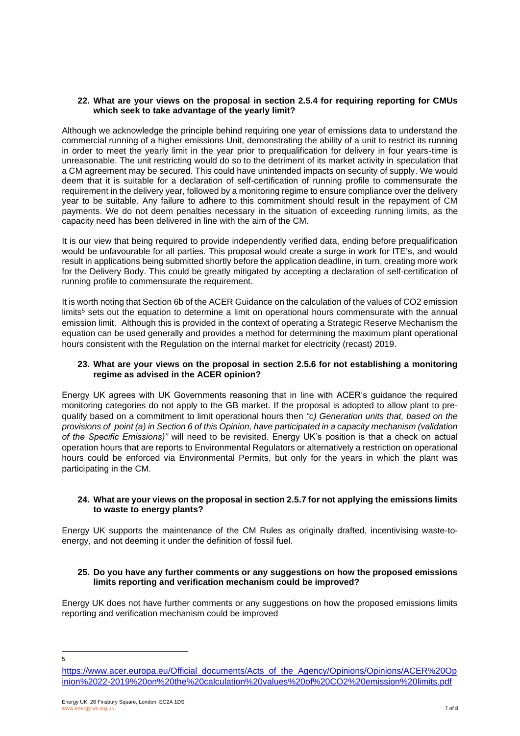**22. What are your views on the proposal in section 2.5.4 for requiring reporting for CMUs which seek to take advantage of the yearly limit?**

Although we acknowledge the principle behind requiring one year of emissions data to understand the commercial running of a higher emissions Unit, demonstrating the ability of a unit to restrict its running in order to meet the yearly limit in the year prior to prequalification for delivery in four years-time is unreasonable. The unit restricting would do so to the detriment of its market activity in speculation that a CM agreement may be secured. This could have unintended impacts on security of supply. We would deem that it is suitable for a declaration of self-certification of running profile to commensurate the requirement in the delivery year, followed by a monitoring regime to ensure compliance over the delivery year to be suitable. Any failure to adhere to this commitment should result in the repayment of CM payments. We do not deem penalties necessary in the situation of exceeding running limits, as the capacity need has been delivered in line with the aim of the CM.

It is our view that being required to provide independently verified data, ending before prequalification would be unfavourable for all parties. This proposal would create a surge in work for ITE's, and would result in applications being submitted shortly before the application deadline, in turn, creating more work for the Delivery Body. This could be greatly mitigated by accepting a declaration of self-certification of running profile to commensurate the requirement.

It is worth noting that Section 6b of the ACER Guidance on the calculation of the values of CO2 emission limits[5] sets out the equation to determine a limit on operational hours commensurate with the annual emission limit. Although this is provided in the context of operating a Strategic Reserve Mechanism the equation can be used generally and provides a method for determining the maximum plant operational hours consistent with the Regulation on the internal market for electricity (recast) 2019.

**23. What are your views on the proposal in section 2.5.6 for not establishing a monitoring regime as advised in the ACER opinion?**

Energy UK agrees with UK Governments reasoning that in line with ACER's guidance the required monitoring categories do not apply to the GB market. If the proposal is adopted to allow plant to pre-qualify based on a commitment to limit operational hours then *"c) Generation units that, based on the provisions of point (a) in Section 6 of this Opinion, have participated in a capacity mechanism (validation of the Specific Emissions)"* will need to be revisited. Energy UK's position is that a check on actual operation hours that are reports to Environmental Regulators or alternatively a restriction on operational hours could be enforced via Environmental Permits, but only for the years in which the plant was participating in the CM.

**24. What are your views on the proposal in section 2.5.7 for not applying the emissions limits to waste to energy plants?**

Energy UK supports the maintenance of the CM Rules as originally drafted, incentivising waste-to-energy, and not deeming it under the definition of fossil fuel.

**25. Do you have any further comments or any suggestions on how the proposed emissions limits reporting and verification mechanism could be improved?**

Energy UK does not have further comments or any suggestions on how the proposed emissions limits reporting and verification mechanism could be improved

---

[5] https://www.acer.europa.eu/Official_documents/Acts_of_the_Agency/Opinions/Opinions/ACER%20Opinion%2022-2019%20on%20the%20calculation%20values%20of%20CO2%20emission%20limits.pdf

Energy UK, 26 Finsbury Square, London, EC2A 1DS
www.energy-uk.org.uk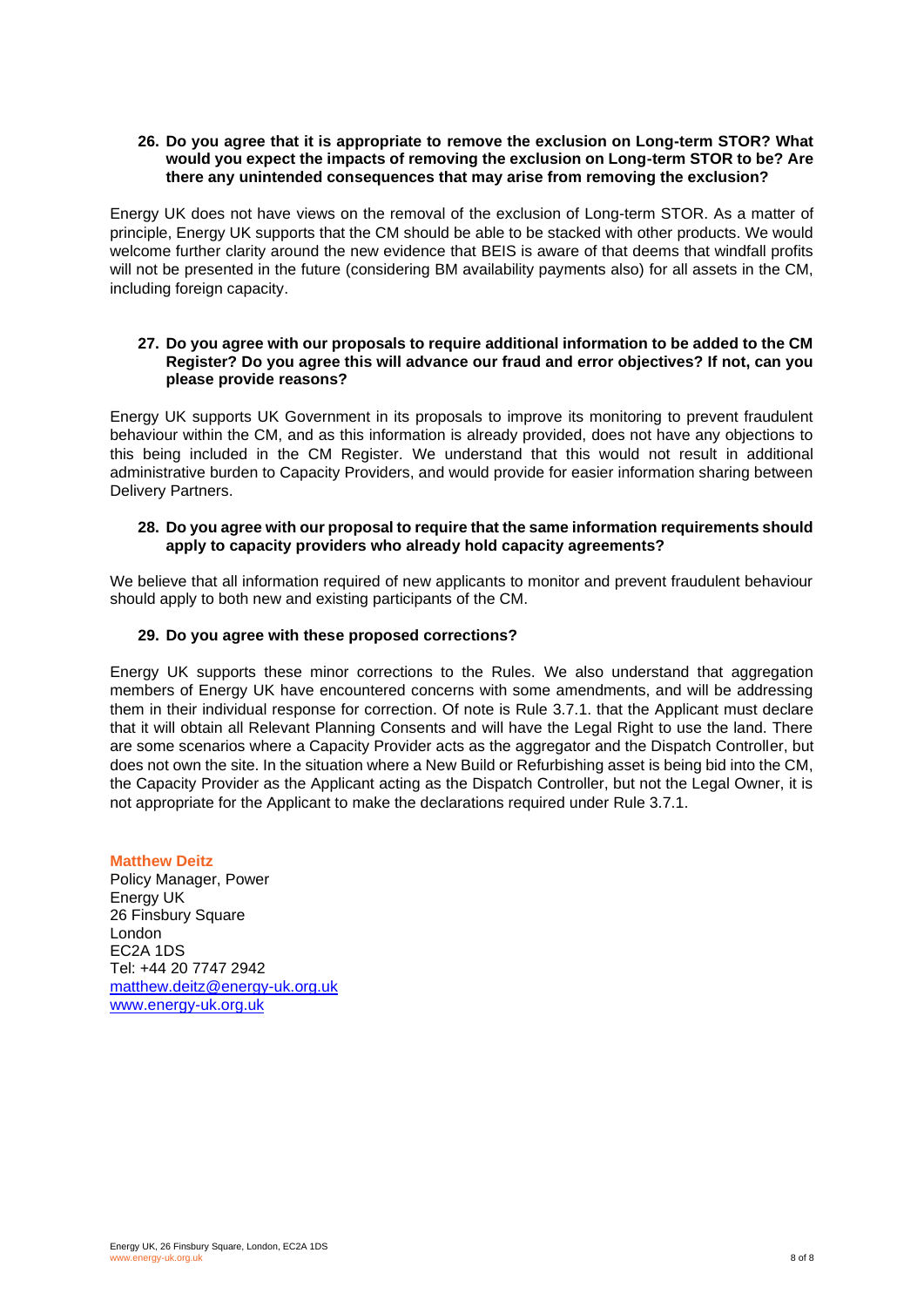**26. Do you agree that it is appropriate to remove the exclusion on Long-term STOR? What would you expect the impacts of removing the exclusion on Long-term STOR to be? Are there any unintended consequences that may arise from removing the exclusion?**

Energy UK does not have views on the removal of the exclusion of Long-term STOR. As a matter of principle, Energy UK supports that the CM should be able to be stacked with other products. We would welcome further clarity around the new evidence that BEIS is aware of that deems that windfall profits will not be presented in the future (considering BM availability payments also) for all assets in the CM, including foreign capacity.

**27. Do you agree with our proposals to require additional information to be added to the CM Register? Do you agree this will advance our fraud and error objectives? If not, can you please provide reasons?**

Energy UK supports UK Government in its proposals to improve its monitoring to prevent fraudulent behaviour within the CM, and as this information is already provided, does not have any objections to this being included in the CM Register. We understand that this would not result in additional administrative burden to Capacity Providers, and would provide for easier information sharing between Delivery Partners.

**28. Do you agree with our proposal to require that the same information requirements should apply to capacity providers who already hold capacity agreements?**

We believe that all information required of new applicants to monitor and prevent fraudulent behaviour should apply to both new and existing participants of the CM.

**29. Do you agree with these proposed corrections?**

Energy UK supports these minor corrections to the Rules. We also understand that aggregation members of Energy UK have encountered concerns with some amendments, and will be addressing them in their individual response for correction. Of note is Rule 3.7.1. that the Applicant must declare that it will obtain all Relevant Planning Consents and will have the Legal Right to use the land. There are some scenarios where a Capacity Provider acts as the aggregator and the Dispatch Controller, but does not own the site. In the situation where a New Build or Refurbishing asset is being bid into the CM, the Capacity Provider as the Applicant acting as the Dispatch Controller, but not the Legal Owner, it is not appropriate for the Applicant to make the declarations required under Rule 3.7.1.

**Matthew Deitz**
Policy Manager, Power
Energy UK
26 Finsbury Square
London
EC2A 1DS
Tel: +44 20 7747 2942
matthew.deitz@energy-uk.org.uk
www.energy-uk.org.uk